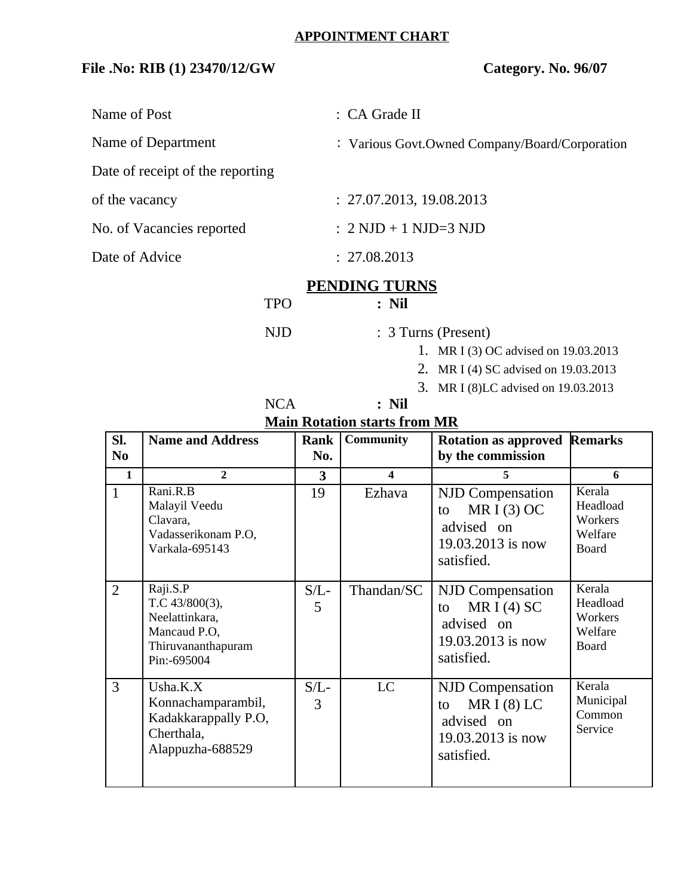## APPOINTMENT CHART

**File .No: RIB (1) 23470/12/GW** **Category. No. 96/07**

| | |
|---|---|
| Name of Post | : CA Grade II |
| Name of Department | : Various Govt.Owned Company/Board/Corporation |
| Date of receipt of the reporting of the vacancy | : 27.07.2013, 19.08.2013 |
| No. of Vacancies reported | : 2 NJD + 1 NJD=3 NJD |
| Date of Advice | : 27.08.2013 |

## PENDING TURNS

TPO **: Nil**

NJD : 3 Turns (Present)

1. MR I (3) OC advised on 19.03.2013
2. MR I (4) SC advised on 19.03.2013
3. MR I (8)LC advised on 19.03.2013

NCA **: Nil**

**Main Rotation starts from MR**

| Sl. No | Name and Address | Rank No. | Community | Rotation as approved by the commission | Remarks |
|---|---|---|---|---|---|
| 1 | 2 | 3 | 4 | 5 | 6 |
| 1 | Rani.R.B<br>Malayil Veedu<br>Clavara,<br>Vadasserikonam P.O,<br>Varkala-695143 | 19 | Ezhava | NJD Compensation to MR I (3) OC advised on 19.03.2013 is now satisfied. | Kerala Headload Workers Welfare Board |
| 2 | Raji.S.P<br>T.C 43/800(3),<br>Neelattinkara,<br>Mancaud P.O,<br>Thiruvananthapuram<br>Pin:-695004 | S/L-5 | Thandan/SC | NJD Compensation to MR I (4) SC advised on 19.03.2013 is now satisfied. | Kerala Headload Workers Welfare Board |
| 3 | Usha.K.X<br>Konnachamparambil,<br>Kadakkarappally P.O,<br>Cherthala,<br>Alappuzha-688529 | S/L-3 | LC | NJD Compensation to MR I (8) LC advised on 19.03.2013 is now satisfied. | Kerala Municipal Common Service |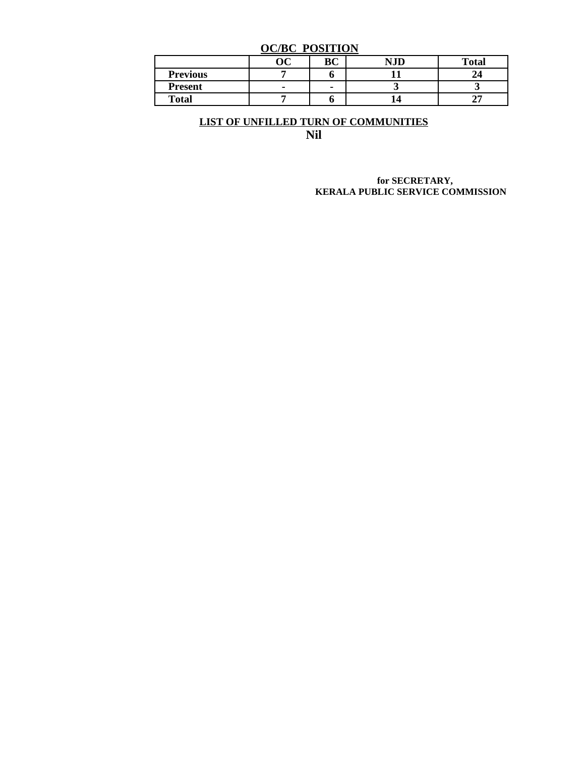## OC/BC POSITION

| | OC | BC | NJD | Total |
|---|---|---|---|---|
| **Previous** | 7 | 6 | 11 | 24 |
| **Present** | - | - | 3 | 3 |
| **Total** | 7 | 6 | 14 | 27 |

## LIST OF UNFILLED TURN OF COMMUNITIES

**Nil**

**for SECRETARY,**
**KERALA PUBLIC SERVICE COMMISSION**